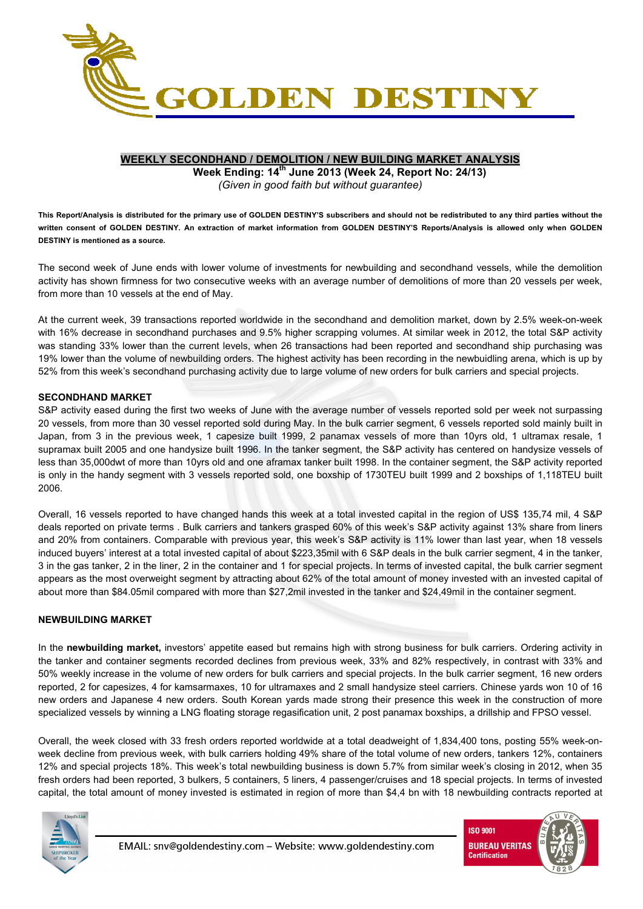# GOLDEN DESTINY

## WEEKLY SECONDHAND / DEMOLITION / NEW BUILDING MARKET ANALYSIS

**Week Ending: 14th June 2013 (Week 24, Report No: 24/13)**

*(Given in good faith but without guarantee)*

**This Report/Analysis is distributed for the primary use of GOLDEN DESTINY'S subscribers and should not be redistributed to any third parties without the written consent of GOLDEN DESTINY. An extraction of market information from GOLDEN DESTINY'S Reports/Analysis is allowed only when GOLDEN DESTINY is mentioned as a source.**

The second week of June ends with lower volume of investments for newbuilding and secondhand vessels, while the demolition activity has shown firmness for two consecutive weeks with an average number of demolitions of more than 20 vessels per week, from more than 10 vessels at the end of May.

At the current week, 39 transactions reported worldwide in the secondhand and demolition market, down by 2.5% week-on-week with 16% decrease in secondhand purchases and 9.5% higher scrapping volumes. At similar week in 2012, the total S&P activity was standing 33% lower than the current levels, when 26 transactions had been reported and secondhand ship purchasing was 19% lower than the volume of newbuilding orders. The highest activity has been recording in the newbuidling arena, which is up by 52% from this week's secondhand purchasing activity due to large volume of new orders for bulk carriers and special projects.

### SECONDHAND MARKET

S&P activity eased during the first two weeks of June with the average number of vessels reported sold per week not surpassing 20 vessels, from more than 30 vessel reported sold during May. In the bulk carrier segment, 6 vessels reported sold mainly built in Japan, from 3 in the previous week, 1 capesize built 1999, 2 panamax vessels of more than 10yrs old, 1 ultramax resale, 1 supramax built 2005 and one handysize built 1996. In the tanker segment, the S&P activity has centered on handysize vessels of less than 35,000dwt of more than 10yrs old and one aframax tanker built 1998. In the container segment, the S&P activity reported is only in the handy segment with 3 vessels reported sold, one boxship of 1730TEU built 1999 and 2 boxships of 1,118TEU built 2006.

Overall, 16 vessels reported to have changed hands this week at a total invested capital in the region of US$ 135,74 mil, 4 S&P deals reported on private terms . Bulk carriers and tankers grasped 60% of this week's S&P activity against 13% share from liners and 20% from containers. Comparable with previous year, this week's S&P activity is 11% lower than last year, when 18 vessels induced buyers' interest at a total invested capital of about $223,35mil with 6 S&P deals in the bulk carrier segment, 4 in the tanker, 3 in the gas tanker, 2 in the liner, 2 in the container and 1 for special projects. In terms of invested capital, the bulk carrier segment appears as the most overweight segment by attracting about 62% of the total amount of money invested with an invested capital of about more than $84.05mil compared with more than $27,2mil invested in the tanker and $24,49mil in the container segment.

### NEWBUILDING MARKET

In the **newbuilding market,** investors' appetite eased but remains high with strong business for bulk carriers. Ordering activity in the tanker and container segments recorded declines from previous week, 33% and 82% respectively, in contrast with 33% and 50% weekly increase in the volume of new orders for bulk carriers and special projects. In the bulk carrier segment, 16 new orders reported, 2 for capesizes, 4 for kamsarmaxes, 10 for ultramaxes and 2 small handysize steel carriers. Chinese yards won 10 of 16 new orders and Japanese 4 new orders. South Korean yards made strong their presence this week in the construction of more specialized vessels by winning a LNG floating storage regasification unit, 2 post panamax boxships, a drillship and FPSO vessel.

Overall, the week closed with 33 fresh orders reported worldwide at a total deadweight of 1,834,400 tons, posting 55% week-on-week decline from previous week, with bulk carriers holding 49% share of the total volume of new orders, tankers 12%, containers 12% and special projects 18%. This week's total newbuilding business is down 5.7% from similar week's closing in 2012, when 35 fresh orders had been reported, 3 bulkers, 5 containers, 5 liners, 4 passenger/cruises and 18 special projects. In terms of invested capital, the total amount of money invested is estimated in region of more than $4,4 bn with 18 newbuilding contracts reported at

EMAIL: snv@goldendestiny.com – Website: www.goldendestiny.com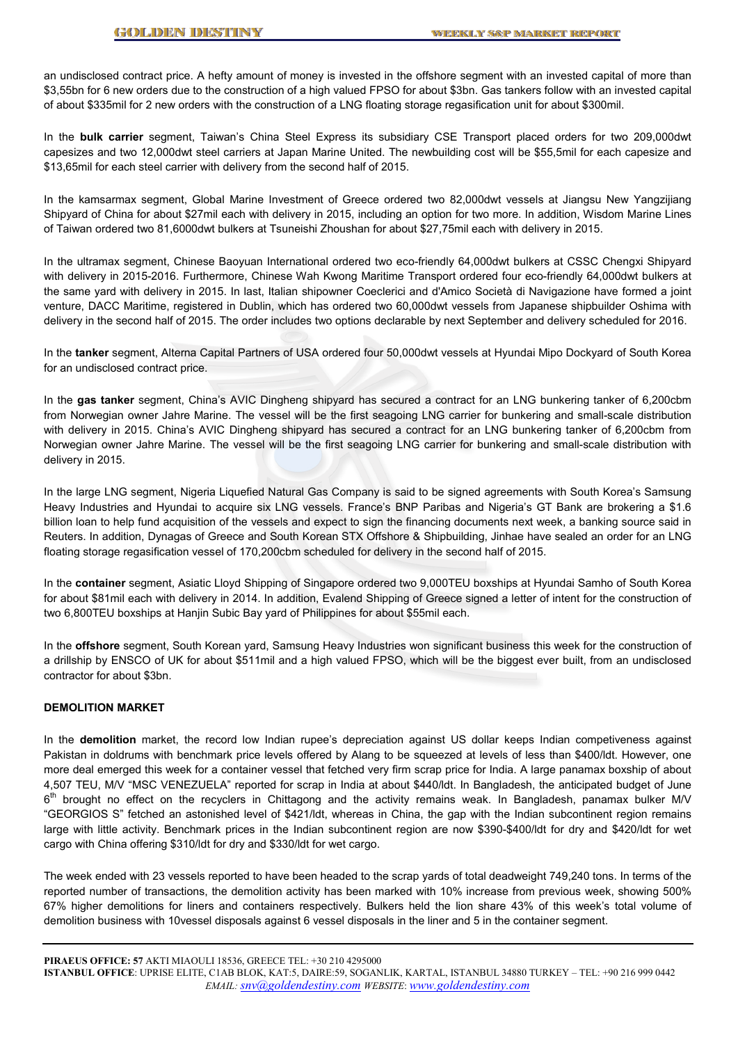an undisclosed contract price. A hefty amount of money is invested in the offshore segment with an invested capital of more than $3,55bn for 6 new orders due to the construction of a high valued FPSO for about $3bn. Gas tankers follow with an invested capital of about $335mil for 2 new orders with the construction of a LNG floating storage regasification unit for about $300mil.

In the **bulk carrier** segment, Taiwan's China Steel Express its subsidiary CSE Transport placed orders for two 209,000dwt capesizes and two 12,000dwt steel carriers at Japan Marine United. The newbuilding cost will be $55,5mil for each capesize and $13,65mil for each steel carrier with delivery from the second half of 2015.

In the kamsarmax segment, Global Marine Investment of Greece ordered two 82,000dwt vessels at Jiangsu New Yangzijiang Shipyard of China for about $27mil each with delivery in 2015, including an option for two more. In addition, Wisdom Marine Lines of Taiwan ordered two 81,6000dwt bulkers at Tsuneishi Zhoushan for about $27,75mil each with delivery in 2015.

In the ultramax segment, Chinese Baoyuan International ordered two eco-friendly 64,000dwt bulkers at CSSC Chengxi Shipyard with delivery in 2015-2016. Furthermore, Chinese Wah Kwong Maritime Transport ordered four eco-friendly 64,000dwt bulkers at the same yard with delivery in 2015. In last, Italian shipowner Coeclerici and d'Amico Società di Navigazione have formed a joint venture, DACC Maritime, registered in Dublin, which has ordered two 60,000dwt vessels from Japanese shipbuilder Oshima with delivery in the second half of 2015. The order includes two options declarable by next September and delivery scheduled for 2016.

In the **tanker** segment, Alterna Capital Partners of USA ordered four 50,000dwt vessels at Hyundai Mipo Dockyard of South Korea for an undisclosed contract price.

In the **gas tanker** segment, China's AVIC Dingheng shipyard has secured a contract for an LNG bunkering tanker of 6,200cbm from Norwegian owner Jahre Marine. The vessel will be the first seagoing LNG carrier for bunkering and small-scale distribution with delivery in 2015. China's AVIC Dingheng shipyard has secured a contract for an LNG bunkering tanker of 6,200cbm from Norwegian owner Jahre Marine. The vessel will be the first seagoing LNG carrier for bunkering and small-scale distribution with delivery in 2015.

In the large LNG segment, Nigeria Liquefied Natural Gas Company is said to be signed agreements with South Korea's Samsung Heavy Industries and Hyundai to acquire six LNG vessels. France's BNP Paribas and Nigeria's GT Bank are brokering a $1.6 billion loan to help fund acquisition of the vessels and expect to sign the financing documents next week, a banking source said in Reuters. In addition, Dynagas of Greece and South Korean STX Offshore & Shipbuilding, Jinhae have sealed an order for an LNG floating storage regasification vessel of 170,200cbm scheduled for delivery in the second half of 2015.

In the **container** segment, Asiatic Lloyd Shipping of Singapore ordered two 9,000TEU boxships at Hyundai Samho of South Korea for about $81mil each with delivery in 2014. In addition, Evalend Shipping of Greece signed a letter of intent for the construction of two 6,800TEU boxships at Hanjin Subic Bay yard of Philippines for about $55mil each.

In the **offshore** segment, South Korean yard, Samsung Heavy Industries won significant business this week for the construction of a drillship by ENSCO of UK for about $511mil and a high valued FPSO, which will be the biggest ever built, from an undisclosed contractor for about $3bn.

**DEMOLITION MARKET**

In the **demolition** market, the record low Indian rupee's depreciation against US dollar keeps Indian competiveness against Pakistan in doldrums with benchmark price levels offered by Alang to be squeezed at levels of less than $400/ldt. However, one more deal emerged this week for a container vessel that fetched very firm scrap price for India. A large panamax boxship of about 4,507 TEU, M/V "MSC VENEZUELA" reported for scrap in India at about $440/ldt. In Bangladesh, the anticipated budget of June 6th brought no effect on the recyclers in Chittagong and the activity remains weak. In Bangladesh, panamax bulker M/V "GEORGIOS S" fetched an astonished level of $421/ldt, whereas in China, the gap with the Indian subcontinent region remains large with little activity. Benchmark prices in the Indian subcontinent region are now $390-$400/ldt for dry and $420/ldt for wet cargo with China offering $310/ldt for dry and $330/ldt for wet cargo.

The week ended with 23 vessels reported to have been headed to the scrap yards of total deadweight 749,240 tons. In terms of the reported number of transactions, the demolition activity has been marked with 10% increase from previous week, showing 500% 67% higher demolitions for liners and containers respectively. Bulkers held the lion share 43% of this week's total volume of demolition business with 10vessel disposals against 6 vessel disposals in the liner and 5 in the container segment.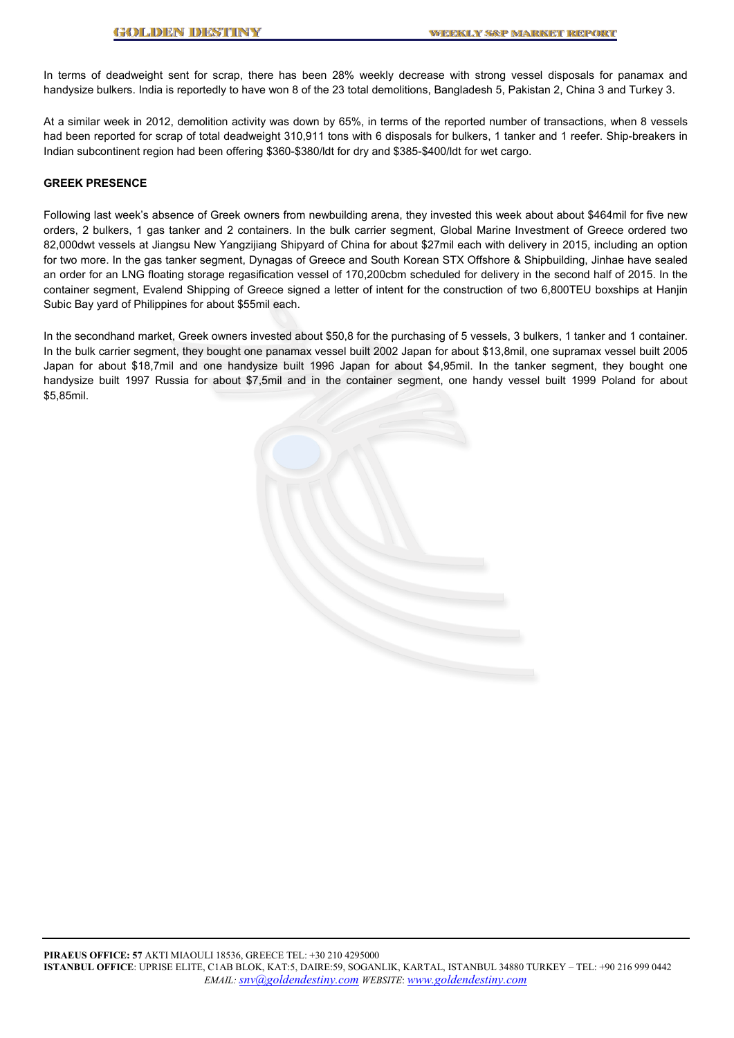In terms of deadweight sent for scrap, there has been 28% weekly decrease with strong vessel disposals for panamax and handysize bulkers. India is reportedly to have won 8 of the 23 total demolitions, Bangladesh 5, Pakistan 2, China 3 and Turkey 3.

At a similar week in 2012, demolition activity was down by 65%, in terms of the reported number of transactions, when 8 vessels had been reported for scrap of total deadweight 310,911 tons with 6 disposals for bulkers, 1 tanker and 1 reefer. Ship-breakers in Indian subcontinent region had been offering $360-$380/ldt for dry and $385-$400/ldt for wet cargo.

**GREEK PRESENCE**

Following last week's absence of Greek owners from newbuilding arena, they invested this week about about $464mil for five new orders, 2 bulkers, 1 gas tanker and 2 containers. In the bulk carrier segment, Global Marine Investment of Greece ordered two 82,000dwt vessels at Jiangsu New Yangzijiang Shipyard of China for about $27mil each with delivery in 2015, including an option for two more. In the gas tanker segment, Dynagas of Greece and South Korean STX Offshore & Shipbuilding, Jinhae have sealed an order for an LNG floating storage regasification vessel of 170,200cbm scheduled for delivery in the second half of 2015. In the container segment, Evalend Shipping of Greece signed a letter of intent for the construction of two 6,800TEU boxships at Hanjin Subic Bay yard of Philippines for about $55mil each.

In the secondhand market, Greek owners invested about $50,8 for the purchasing of 5 vessels, 3 bulkers, 1 tanker and 1 container. In the bulk carrier segment, they bought one panamax vessel built 2002 Japan for about $13,8mil, one supramax vessel built 2005 Japan for about $18,7mil and one handysize built 1996 Japan for about $4,95mil. In the tanker segment, they bought one handysize built 1997 Russia for about $7,5mil and in the container segment, one handy vessel built 1999 Poland for about $5,85mil.